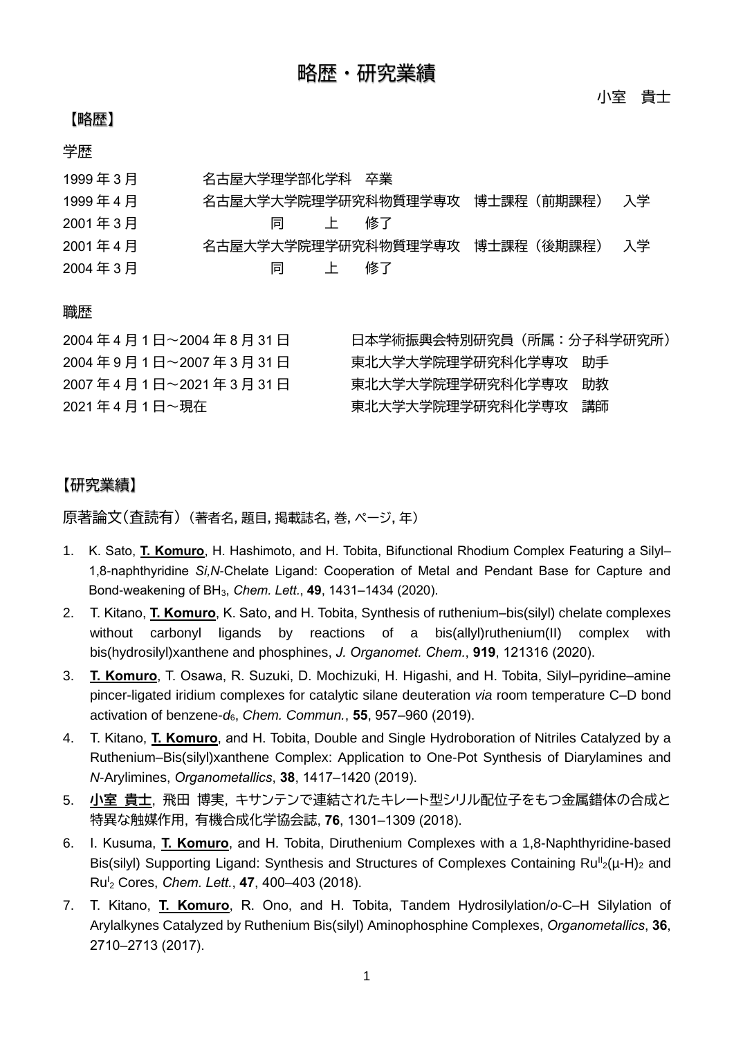# 略歴・研究業績

小室　貴士

## 【略歴】

### 学歴

| | |
|---|---|
| 1999 年 3 月 | 名古屋大学理学部化学科　卒業 |
| 1999 年 4 月 | 名古屋大学大学院理学研究科物質理学専攻　博士課程（前期課程）　入学 |
| 2001 年 3 月 | 同　　上　修了 |
| 2001 年 4 月 | 名古屋大学大学院理学研究科物質理学専攻　博士課程（後期課程）　入学 |
| 2004 年 3 月 | 同　　上　修了 |

### 職歴

| | |
|---|---|
| 2004 年 4 月 1 日～2004 年 8 月 31 日 | 日本学術振興会特別研究員（所属：分子科学研究所） |
| 2004 年 9 月 1 日～2007 年 3 月 31 日 | 東北大学大学院理学研究科化学専攻　助手 |
| 2007 年 4 月 1 日～2021 年 3 月 31 日 | 東北大学大学院理学研究科化学専攻　助教 |
| 2021 年 4 月 1 日～現在 | 東北大学大学院理学研究科化学専攻　講師 |

## 【研究業績】

原著論文（査読有）（著者名, 題目, 掲載誌名, 巻, ページ, 年）

1. K. Sato, **T. Komuro**, H. Hashimoto, and H. Tobita, Bifunctional Rhodium Complex Featuring a Silyl–1,8-naphthyridine *Si,N*-Chelate Ligand: Cooperation of Metal and Pendant Base for Capture and Bond-weakening of $BH_3$, *Chem. Lett.*, **49**, 1431–1434 (2020).
2. T. Kitano, **T. Komuro**, K. Sato, and H. Tobita, Synthesis of ruthenium–bis(silyl) chelate complexes without carbonyl ligands by reactions of a bis(allyl)ruthenium(II) complex with bis(hydrosilyl)xanthene and phosphines, *J. Organomet. Chem.*, **919**, 121316 (2020).
3. **T. Komuro**, T. Osawa, R. Suzuki, D. Mochizuki, H. Higashi, and H. Tobita, Silyl–pyridine–amine pincer-ligated iridium complexes for catalytic silane deuteration *via* room temperature C–D bond activation of benzene-$d_6$, *Chem. Commun.*, **55**, 957–960 (2019).
4. T. Kitano, **T. Komuro**, and H. Tobita, Double and Single Hydroboration of Nitriles Catalyzed by a Ruthenium–Bis(silyl)xanthene Complex: Application to One-Pot Synthesis of Diarylamines and *N*-Arylimines, *Organometallics*, **38**, 1417–1420 (2019).
5. **小室 貴士**, 飛田 博実, キサンテンで連結されたキレート型シリル配位子をもつ金属錯体の合成と特異な触媒作用, 有機合成化学協会誌, **76**, 1301–1309 (2018).
6. I. Kusuma, **T. Komuro**, and H. Tobita, Diruthenium Complexes with a 1,8-Naphthyridine-based Bis(silyl) Supporting Ligand: Synthesis and Structures of Complexes Containing $Ru^{II}_2(\mu\text{-H})_2$ and $Ru^{I}_2$ Cores, *Chem. Lett.*, **47**, 400–403 (2018).
7. T. Kitano, **T. Komuro**, R. Ono, and H. Tobita, Tandem Hydrosilylation/*o*-C–H Silylation of Arylalkynes Catalyzed by Ruthenium Bis(silyl) Aminophosphine Complexes, *Organometallics*, **36**, 2710–2713 (2017).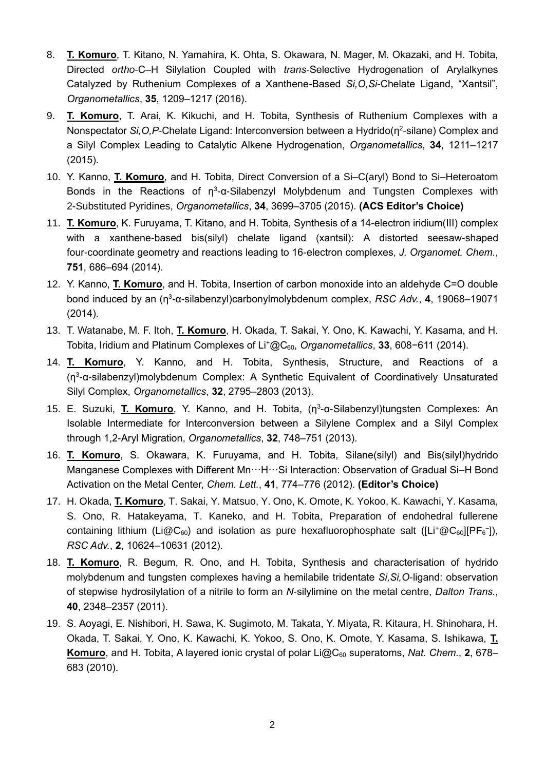8. **T. Komuro**, T. Kitano, N. Yamahira, K. Ohta, S. Okawara, N. Mager, M. Okazaki, and H. Tobita, Directed *ortho*-C–H Silylation Coupled with *trans*-Selective Hydrogenation of Arylalkynes Catalyzed by Ruthenium Complexes of a Xanthene-Based *Si,O,Si*-Chelate Ligand, "Xantsil", *Organometallics*, **35**, 1209–1217 (2016).

9. **T. Komuro**, T. Arai, K. Kikuchi, and H. Tobita, Synthesis of Ruthenium Complexes with a Nonspectator *Si,O,P*-Chelate Ligand: Interconversion between a Hydrido($\eta^2$-silane) Complex and a Silyl Complex Leading to Catalytic Alkene Hydrogenation, *Organometallics*, **34**, 1211–1217 (2015).

10. Y. Kanno, **T. Komuro**, and H. Tobita, Direct Conversion of a Si–C(aryl) Bond to Si–Heteroatom Bonds in the Reactions of $\eta^3$-α-Silabenzyl Molybdenum and Tungsten Complexes with 2-Substituted Pyridines, *Organometallics*, **34**, 3699–3705 (2015). **(ACS Editor's Choice)**

11. **T. Komuro**, K. Furuyama, T. Kitano, and H. Tobita, Synthesis of a 14-electron iridium(III) complex with a xanthene-based bis(silyl) chelate ligand (xantsil): A distorted seesaw-shaped four-coordinate geometry and reactions leading to 16-electron complexes, *J. Organomet. Chem.*, **751**, 686–694 (2014).

12. Y. Kanno, **T. Komuro**, and H. Tobita, Insertion of carbon monoxide into an aldehyde C=O double bond induced by an ($\eta^3$-α-silabenzyl)carbonylmolybdenum complex, *RSC Adv.*, **4**, 19068–19071 (2014).

13. T. Watanabe, M. F. Itoh, **T. Komuro**, H. Okada, T. Sakai, Y. Ono, K. Kawachi, Y. Kasama, and H. Tobita, Iridium and Platinum Complexes of $Li^+@C_{60}$, *Organometallics*, **33**, 608−611 (2014).

14. **T. Komuro**, Y. Kanno, and H. Tobita, Synthesis, Structure, and Reactions of a ($\eta^3$-α-silabenzyl)molybdenum Complex: A Synthetic Equivalent of Coordinatively Unsaturated Silyl Complex, *Organometallics*, **32**, 2795–2803 (2013).

15. E. Suzuki, **T. Komuro**, Y. Kanno, and H. Tobita, ($\eta^3$-α-Silabenzyl)tungsten Complexes: An Isolable Intermediate for Interconversion between a Silylene Complex and a Silyl Complex through 1,2-Aryl Migration, *Organometallics*, **32**, 748–751 (2013).

16. **T. Komuro**, S. Okawara, K. Furuyama, and H. Tobita, Silane(silyl) and Bis(silyl)hydrido Manganese Complexes with Different Mn⋯H⋯Si Interaction: Observation of Gradual Si–H Bond Activation on the Metal Center, *Chem. Lett.*, **41**, 774–776 (2012). **(Editor's Choice)**

17. H. Okada, **T. Komuro**, T. Sakai, Y. Matsuo, Y. Ono, K. Omote, K. Yokoo, K. Kawachi, Y. Kasama, S. Ono, R. Hatakeyama, T. Kaneko, and H. Tobita, Preparation of endohedral fullerene containing lithium ($Li@C_{60}$) and isolation as pure hexafluorophosphate salt ($[Li^+@C_{60}][PF_6^-]$), *RSC Adv.*, **2**, 10624–10631 (2012).

18. **T. Komuro**, R. Begum, R. Ono, and H. Tobita, Synthesis and characterisation of hydrido molybdenum and tungsten complexes having a hemilabile tridentate *Si,Si,O*-ligand: observation of stepwise hydrosilylation of a nitrile to form an *N*-silylimine on the metal centre, *Dalton Trans.*, **40**, 2348–2357 (2011).

19. S. Aoyagi, E. Nishibori, H. Sawa, K. Sugimoto, M. Takata, Y. Miyata, R. Kitaura, H. Shinohara, H. Okada, T. Sakai, Y. Ono, K. Kawachi, K. Yokoo, S. Ono, K. Omote, Y. Kasama, S. Ishikawa, **T. Komuro**, and H. Tobita, A layered ionic crystal of polar $Li@C_{60}$ superatoms, *Nat. Chem.*, **2**, 678–683 (2010).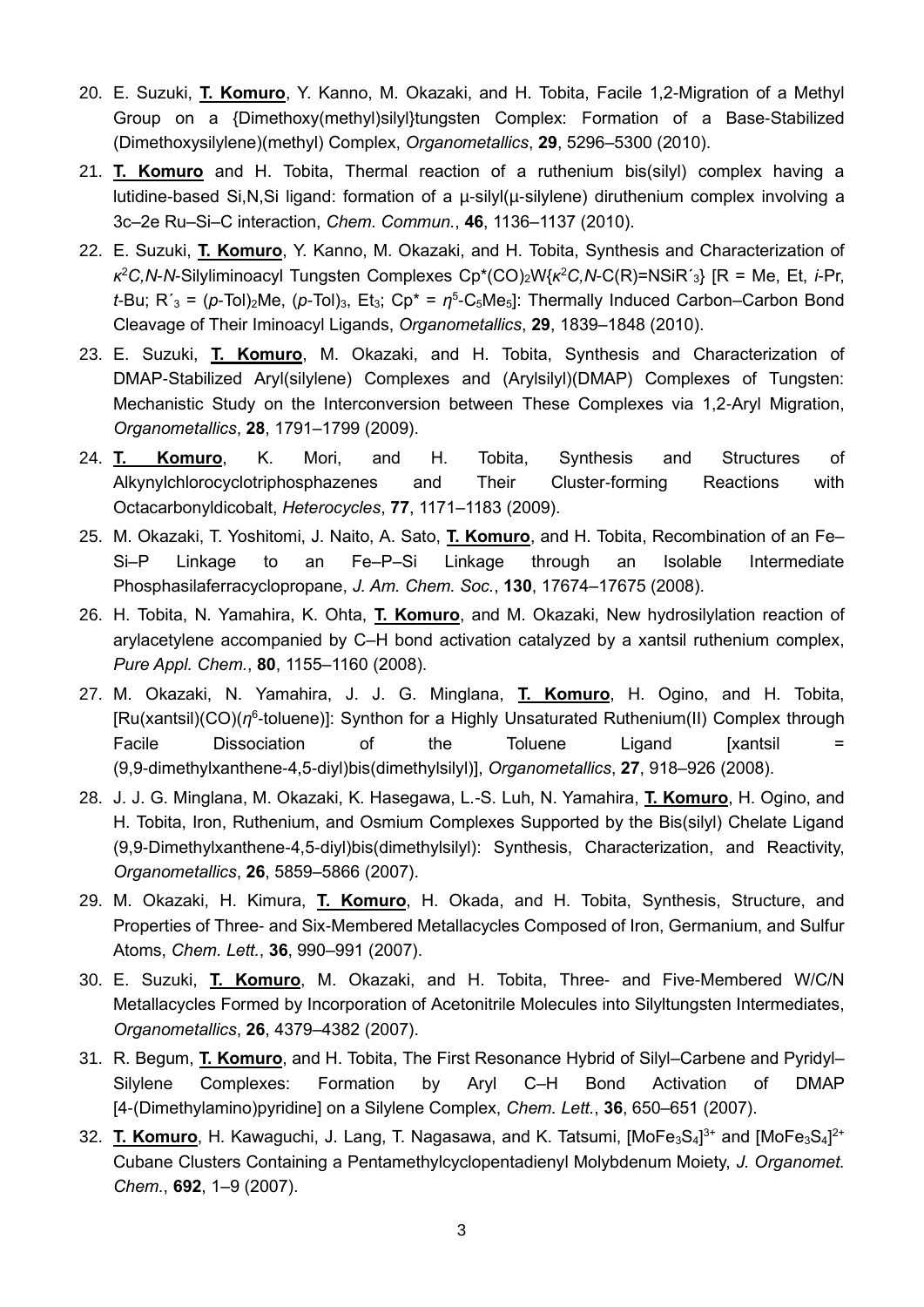20. E. Suzuki, **T. Komuro**, Y. Kanno, M. Okazaki, and H. Tobita, Facile 1,2-Migration of a Methyl Group on a {Dimethoxy(methyl)silyl}tungsten Complex: Formation of a Base-Stabilized (Dimethoxysilylene)(methyl) Complex, *Organometallics*, **29**, 5296–5300 (2010).
21. **T. Komuro** and H. Tobita, Thermal reaction of a ruthenium bis(silyl) complex having a lutidine-based Si,N,Si ligand: formation of a μ-silyl(μ-silylene) diruthenium complex involving a 3c–2e Ru–Si–C interaction, *Chem. Commun.*, **46**, 1136–1137 (2010).
22. E. Suzuki, **T. Komuro**, Y. Kanno, M. Okazaki, and H. Tobita, Synthesis and Characterization of $\kappa^2$*C,N*-*N*-Silyliminoacyl Tungsten Complexes Cp*(CO)$_2$W{$\kappa^2$*C,N*-C(R)=NSiR´$_3$} [R = Me, Et, *i*-Pr, *t*-Bu; R´$_3$ = (*p*-Tol)$_2$Me, (*p*-Tol)$_3$, Et$_3$; Cp* = $\eta^5$-C$_5$Me$_5$]: Thermally Induced Carbon–Carbon Bond Cleavage of Their Iminoacyl Ligands, *Organometallics*, **29**, 1839–1848 (2010).
23. E. Suzuki, **T. Komuro**, M. Okazaki, and H. Tobita, Synthesis and Characterization of DMAP-Stabilized Aryl(silylene) Complexes and (Arylsilyl)(DMAP) Complexes of Tungsten: Mechanistic Study on the Interconversion between These Complexes via 1,2-Aryl Migration, *Organometallics*, **28**, 1791–1799 (2009).
24. **T. Komuro**, K. Mori, and H. Tobita, Synthesis and Structures of Alkynylchlorocyclotriphosphazenes and Their Cluster-forming Reactions with Octacarbonyldicobalt, *Heterocycles*, **77**, 1171–1183 (2009).
25. M. Okazaki, T. Yoshitomi, J. Naito, A. Sato, **T. Komuro**, and H. Tobita, Recombination of an Fe–Si–P Linkage to an Fe–P–Si Linkage through an Isolable Intermediate Phosphasilaferracyclopropane, *J. Am. Chem. Soc.*, **130**, 17674–17675 (2008).
26. H. Tobita, N. Yamahira, K. Ohta, **T. Komuro**, and M. Okazaki, New hydrosilylation reaction of arylacetylene accompanied by C–H bond activation catalyzed by a xantsil ruthenium complex, *Pure Appl. Chem.*, **80**, 1155–1160 (2008).
27. M. Okazaki, N. Yamahira, J. J. G. Minglana, **T. Komuro**, H. Ogino, and H. Tobita, [Ru(xantsil)(CO)($\eta^6$-toluene)]: Synthon for a Highly Unsaturated Ruthenium(II) Complex through Facile Dissociation of the Toluene Ligand [xantsil = (9,9-dimethylxanthene-4,5-diyl)bis(dimethylsilyl)], *Organometallics*, **27**, 918–926 (2008).
28. J. J. G. Minglana, M. Okazaki, K. Hasegawa, L.-S. Luh, N. Yamahira, **T. Komuro**, H. Ogino, and H. Tobita, Iron, Ruthenium, and Osmium Complexes Supported by the Bis(silyl) Chelate Ligand (9,9-Dimethylxanthene-4,5-diyl)bis(dimethylsilyl): Synthesis, Characterization, and Reactivity, *Organometallics*, **26**, 5859–5866 (2007).
29. M. Okazaki, H. Kimura, **T. Komuro**, H. Okada, and H. Tobita, Synthesis, Structure, and Properties of Three- and Six-Membered Metallacycles Composed of Iron, Germanium, and Sulfur Atoms, *Chem. Lett.*, **36**, 990–991 (2007).
30. E. Suzuki, **T. Komuro**, M. Okazaki, and H. Tobita, Three- and Five-Membered W/C/N Metallacycles Formed by Incorporation of Acetonitrile Molecules into Silyltungsten Intermediates, *Organometallics*, **26**, 4379–4382 (2007).
31. R. Begum, **T. Komuro**, and H. Tobita, The First Resonance Hybrid of Silyl–Carbene and Pyridyl–Silylene Complexes: Formation by Aryl C–H Bond Activation of DMAP [4-(Dimethylamino)pyridine] on a Silylene Complex, *Chem. Lett.*, **36**, 650–651 (2007).
32. **T. Komuro**, H. Kawaguchi, J. Lang, T. Nagasawa, and K. Tatsumi, $[MoFe_3S_4]^{3+}$ and $[MoFe_3S_4]^{2+}$ Cubane Clusters Containing a Pentamethylcyclopentadienyl Molybdenum Moiety, *J. Organomet. Chem.*, **692**, 1–9 (2007).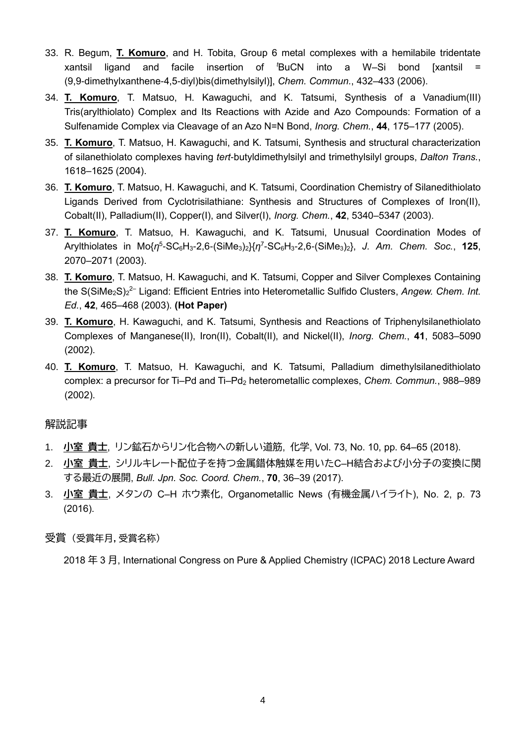33. R. Begum, **T. Komuro**, and H. Tobita, Group 6 metal complexes with a hemilabile tridentate xantsil ligand and facile insertion of $^t$BuCN into a W–Si bond [xantsil = (9,9-dimethylxanthene-4,5-diyl)bis(dimethylsilyl)], *Chem. Commun.*, 432–433 (2006).
34. **T. Komuro**, T. Matsuo, H. Kawaguchi, and K. Tatsumi, Synthesis of a Vanadium(III) Tris(arylthiolato) Complex and Its Reactions with Azide and Azo Compounds: Formation of a Sulfenamide Complex via Cleavage of an Azo N=N Bond, *Inorg. Chem.*, **44**, 175–177 (2005).
35. **T. Komuro**, T. Matsuo, H. Kawaguchi, and K. Tatsumi, Synthesis and structural characterization of silanethiolato complexes having *tert*-butyldimethylsilyl and trimethylsilyl groups, *Dalton Trans.*, 1618–1625 (2004).
36. **T. Komuro**, T. Matsuo, H. Kawaguchi, and K. Tatsumi, Coordination Chemistry of Silanedithiolato Ligands Derived from Cyclotrisilathiane: Synthesis and Structures of Complexes of Iron(II), Cobalt(II), Palladium(II), Copper(I), and Silver(I), *Inorg. Chem.*, **42**, 5340–5347 (2003).
37. **T. Komuro**, T. Matsuo, H. Kawaguchi, and K. Tatsumi, Unusual Coordination Modes of Arylthiolates in Mo{$\eta^5$-$SC_6H_3$-2,6-$(SiMe_3)_2$}{$\eta^7$-$SC_6H_3$-2,6-$(SiMe_3)_2$}, *J. Am. Chem. Soc.*, **125**, 2070–2071 (2003).
38. **T. Komuro**, T. Matsuo, H. Kawaguchi, and K. Tatsumi, Copper and Silver Complexes Containing the $S(SiMe_2S)_2^{2-}$ Ligand: Efficient Entries into Heterometallic Sulfido Clusters, *Angew. Chem. Int. Ed.*, **42**, 465–468 (2003). **(Hot Paper)**
39. **T. Komuro**, H. Kawaguchi, and K. Tatsumi, Synthesis and Reactions of Triphenylsilanethiolato Complexes of Manganese(II), Iron(II), Cobalt(II), and Nickel(II), *Inorg. Chem.*, **41**, 5083–5090 (2002).
40. **T. Komuro**, T. Matsuo, H. Kawaguchi, and K. Tatsumi, Palladium dimethylsilanedithiolato complex: a precursor for Ti–Pd and Ti–$Pd_2$ heterometallic complexes, *Chem. Commun.*, 988–989 (2002).

## 解説記事

1. **小室 貴士**, リン鉱石からリン化合物への新しい道筋, 化学, Vol. 73, No. 10, pp. 64–65 (2018).
2. **小室 貴士**, シリルキレート配位子を持つ金属錯体触媒を用いたC–H結合および小分子の変換に関する最近の展開, *Bull. Jpn. Soc. Coord. Chem.*, **70**, 36–39 (2017).
3. **小室 貴士**, メタンの C–H ホウ素化, Organometallic News (有機金属ハイライト), No. 2, p. 73 (2016).

## 受賞（受賞年月, 受賞名称）

2018 年 3 月, International Congress on Pure & Applied Chemistry (ICPAC) 2018 Lecture Award